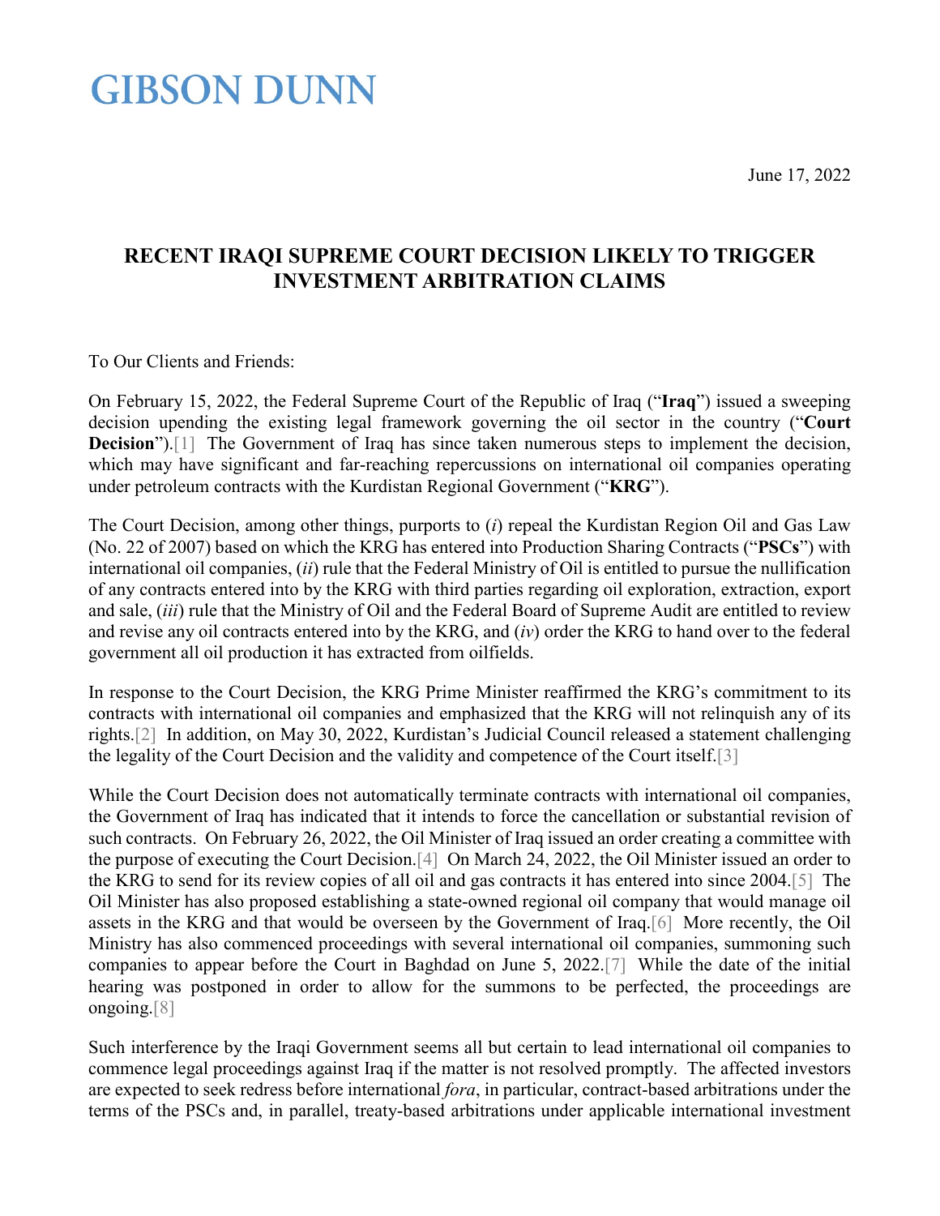# GIBSON DUNN

June 17, 2022

## RECENT IRAQI SUPREME COURT DECISION LIKELY TO TRIGGER INVESTMENT ARBITRATION CLAIMS

To Our Clients and Friends:

On February 15, 2022, the Federal Supreme Court of the Republic of Iraq ("**Iraq**") issued a sweeping decision upending the existing legal framework governing the oil sector in the country ("**Court Decision**").[1] The Government of Iraq has since taken numerous steps to implement the decision, which may have significant and far-reaching repercussions on international oil companies operating under petroleum contracts with the Kurdistan Regional Government ("**KRG**").

The Court Decision, among other things, purports to (*i*) repeal the Kurdistan Region Oil and Gas Law (No. 22 of 2007) based on which the KRG has entered into Production Sharing Contracts ("**PSCs**") with international oil companies, (*ii*) rule that the Federal Ministry of Oil is entitled to pursue the nullification of any contracts entered into by the KRG with third parties regarding oil exploration, extraction, export and sale, (*iii*) rule that the Ministry of Oil and the Federal Board of Supreme Audit are entitled to review and revise any oil contracts entered into by the KRG, and (*iv*) order the KRG to hand over to the federal government all oil production it has extracted from oilfields.

In response to the Court Decision, the KRG Prime Minister reaffirmed the KRG's commitment to its contracts with international oil companies and emphasized that the KRG will not relinquish any of its rights.[2] In addition, on May 30, 2022, Kurdistan's Judicial Council released a statement challenging the legality of the Court Decision and the validity and competence of the Court itself.[3]

While the Court Decision does not automatically terminate contracts with international oil companies, the Government of Iraq has indicated that it intends to force the cancellation or substantial revision of such contracts. On February 26, 2022, the Oil Minister of Iraq issued an order creating a committee with the purpose of executing the Court Decision.[4] On March 24, 2022, the Oil Minister issued an order to the KRG to send for its review copies of all oil and gas contracts it has entered into since 2004.[5] The Oil Minister has also proposed establishing a state-owned regional oil company that would manage oil assets in the KRG and that would be overseen by the Government of Iraq.[6] More recently, the Oil Ministry has also commenced proceedings with several international oil companies, summoning such companies to appear before the Court in Baghdad on June 5, 2022.[7] While the date of the initial hearing was postponed in order to allow for the summons to be perfected, the proceedings are ongoing.[8]

Such interference by the Iraqi Government seems all but certain to lead international oil companies to commence legal proceedings against Iraq if the matter is not resolved promptly. The affected investors are expected to seek redress before international *fora*, in particular, contract-based arbitrations under the terms of the PSCs and, in parallel, treaty-based arbitrations under applicable international investment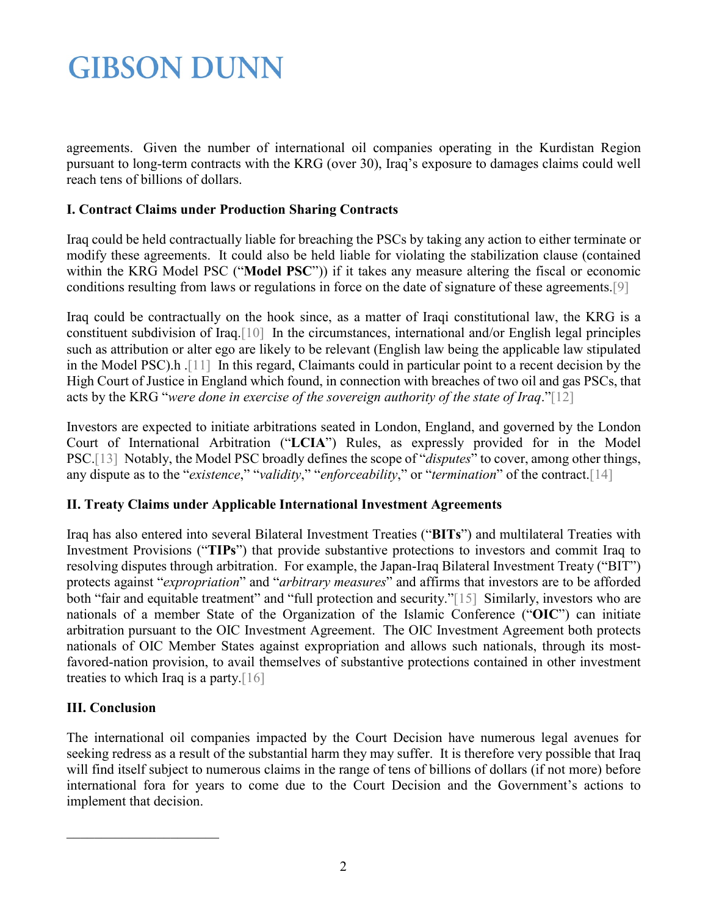agreements. Given the number of international oil companies operating in the Kurdistan Region pursuant to long-term contracts with the KRG (over 30), Iraq's exposure to damages claims could well reach tens of billions of dollars.

**I. Contract Claims under Production Sharing Contracts**

Iraq could be held contractually liable for breaching the PSCs by taking any action to either terminate or modify these agreements. It could also be held liable for violating the stabilization clause (contained within the KRG Model PSC ("**Model PSC**")) if it takes any measure altering the fiscal or economic conditions resulting from laws or regulations in force on the date of signature of these agreements.[9]

Iraq could be contractually on the hook since, as a matter of Iraqi constitutional law, the KRG is a constituent subdivision of Iraq.[10] In the circumstances, international and/or English legal principles such as attribution or alter ego are likely to be relevant (English law being the applicable law stipulated in the Model PSC).h .[11] In this regard, Claimants could in particular point to a recent decision by the High Court of Justice in England which found, in connection with breaches of two oil and gas PSCs, that acts by the KRG "*were done in exercise of the sovereign authority of the state of Iraq*."[12]

Investors are expected to initiate arbitrations seated in London, England, and governed by the London Court of International Arbitration ("**LCIA**") Rules, as expressly provided for in the Model PSC.[13] Notably, the Model PSC broadly defines the scope of "*disputes*" to cover, among other things, any dispute as to the "*existence*," "*validity*," "*enforceability*," or "*termination*" of the contract.[14]

**II. Treaty Claims under Applicable International Investment Agreements**

Iraq has also entered into several Bilateral Investment Treaties ("**BITs**") and multilateral Treaties with Investment Provisions ("**TIPs**") that provide substantive protections to investors and commit Iraq to resolving disputes through arbitration. For example, the Japan-Iraq Bilateral Investment Treaty ("BIT") protects against "*expropriation*" and "*arbitrary measures*" and affirms that investors are to be afforded both "fair and equitable treatment" and "full protection and security."[15] Similarly, investors who are nationals of a member State of the Organization of the Islamic Conference ("**OIC**") can initiate arbitration pursuant to the OIC Investment Agreement. The OIC Investment Agreement both protects nationals of OIC Member States against expropriation and allows such nationals, through its most-favored-nation provision, to avail themselves of substantive protections contained in other investment treaties to which Iraq is a party.[16]

**III. Conclusion**

The international oil companies impacted by the Court Decision have numerous legal avenues for seeking redress as a result of the substantial harm they may suffer. It is therefore very possible that Iraq will find itself subject to numerous claims in the range of tens of billions of dollars (if not more) before international fora for years to come due to the Court Decision and the Government's actions to implement that decision.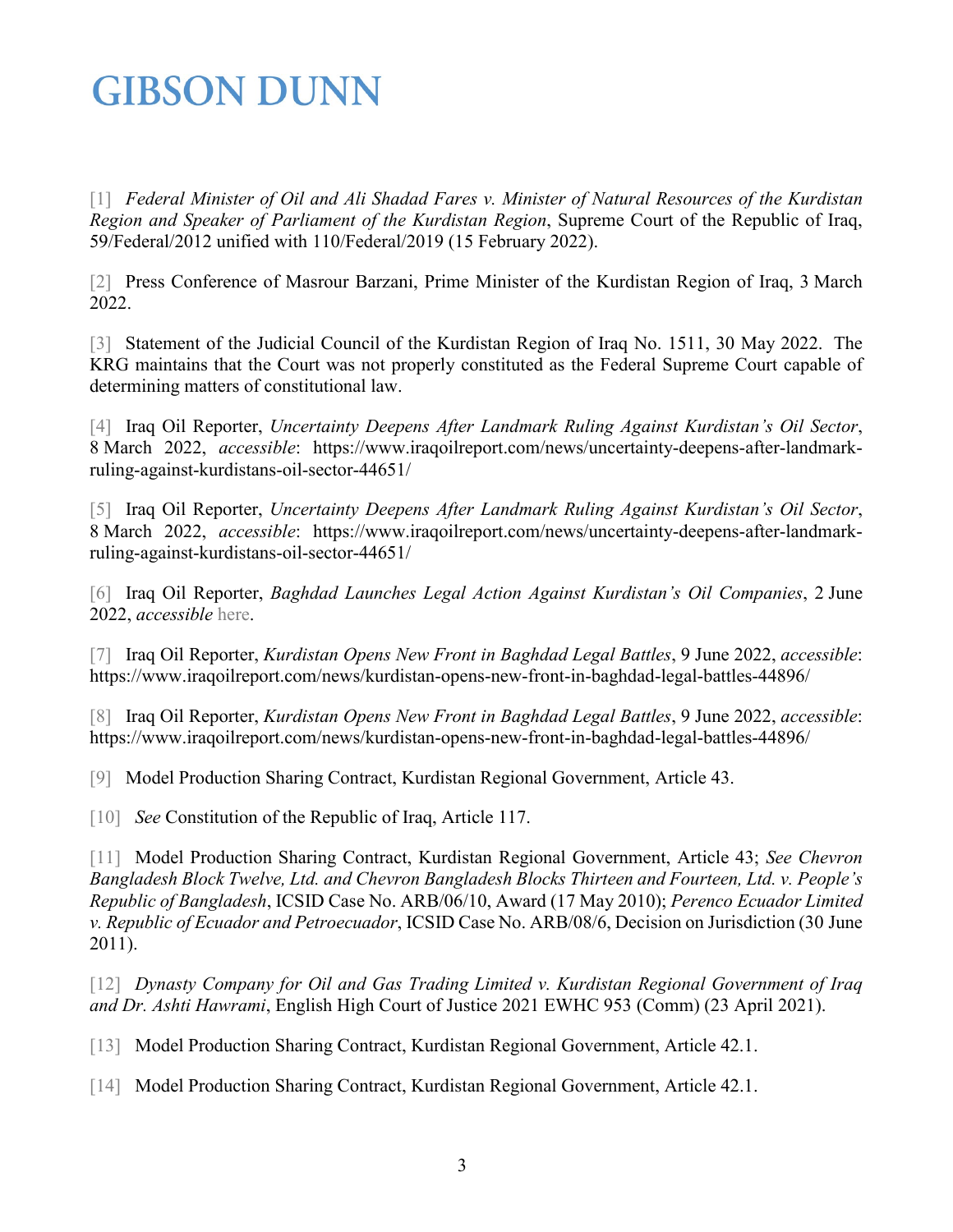[1] *Federal Minister of Oil and Ali Shadad Fares v. Minister of Natural Resources of the Kurdistan Region and Speaker of Parliament of the Kurdistan Region*, Supreme Court of the Republic of Iraq, 59/Federal/2012 unified with 110/Federal/2019 (15 February 2022).

[2] Press Conference of Masrour Barzani, Prime Minister of the Kurdistan Region of Iraq, 3 March 2022.

[3] Statement of the Judicial Council of the Kurdistan Region of Iraq No. 1511, 30 May 2022. The KRG maintains that the Court was not properly constituted as the Federal Supreme Court capable of determining matters of constitutional law.

[4] Iraq Oil Reporter, *Uncertainty Deepens After Landmark Ruling Against Kurdistan's Oil Sector*, 8 March 2022, *accessible*: https://www.iraqoilreport.com/news/uncertainty-deepens-after-landmark-ruling-against-kurdistans-oil-sector-44651/

[5] Iraq Oil Reporter, *Uncertainty Deepens After Landmark Ruling Against Kurdistan's Oil Sector*, 8 March 2022, *accessible*: https://www.iraqoilreport.com/news/uncertainty-deepens-after-landmark-ruling-against-kurdistans-oil-sector-44651/

[6] Iraq Oil Reporter, *Baghdad Launches Legal Action Against Kurdistan's Oil Companies*, 2 June 2022, *accessible* here.

[7] Iraq Oil Reporter, *Kurdistan Opens New Front in Baghdad Legal Battles*, 9 June 2022, *accessible*: https://www.iraqoilreport.com/news/kurdistan-opens-new-front-in-baghdad-legal-battles-44896/

[8] Iraq Oil Reporter, *Kurdistan Opens New Front in Baghdad Legal Battles*, 9 June 2022, *accessible*: https://www.iraqoilreport.com/news/kurdistan-opens-new-front-in-baghdad-legal-battles-44896/

[9] Model Production Sharing Contract, Kurdistan Regional Government, Article 43.

[10] *See* Constitution of the Republic of Iraq, Article 117.

[11] Model Production Sharing Contract, Kurdistan Regional Government, Article 43; *See Chevron Bangladesh Block Twelve, Ltd. and Chevron Bangladesh Blocks Thirteen and Fourteen, Ltd. v. People's Republic of Bangladesh*, ICSID Case No. ARB/06/10, Award (17 May 2010); *Perenco Ecuador Limited v. Republic of Ecuador and Petroecuador*, ICSID Case No. ARB/08/6, Decision on Jurisdiction (30 June 2011).

[12] *Dynasty Company for Oil and Gas Trading Limited v. Kurdistan Regional Government of Iraq and Dr. Ashti Hawrami*, English High Court of Justice 2021 EWHC 953 (Comm) (23 April 2021).

[13] Model Production Sharing Contract, Kurdistan Regional Government, Article 42.1.

[14] Model Production Sharing Contract, Kurdistan Regional Government, Article 42.1.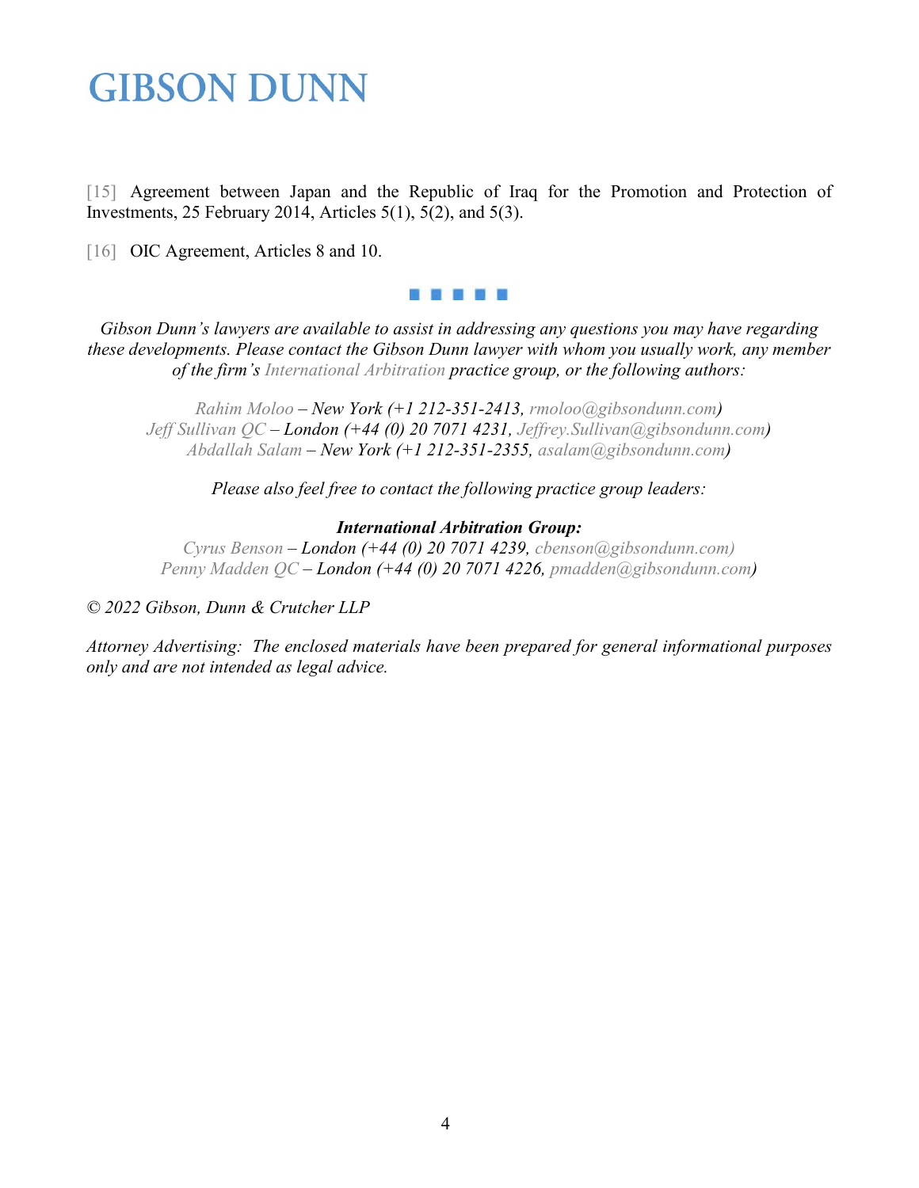[15] Agreement between Japan and the Republic of Iraq for the Promotion and Protection of Investments, 25 February 2014, Articles 5(1), 5(2), and 5(3).

[16] OIC Agreement, Articles 8 and 10.

■ ■ ■ ■ ■

*Gibson Dunn's lawyers are available to assist in addressing any questions you may have regarding these developments. Please contact the Gibson Dunn lawyer with whom you usually work, any member of the firm's International Arbitration practice group, or the following authors:*

*Rahim Moloo – New York (+1 212-351-2413, rmoloo@gibsondunn.com)*
*Jeff Sullivan QC – London (+44 (0) 20 7071 4231, Jeffrey.Sullivan@gibsondunn.com)*
*Abdallah Salam – New York (+1 212-351-2355, asalam@gibsondunn.com)*

*Please also feel free to contact the following practice group leaders:*

***International Arbitration Group:***
*Cyrus Benson – London (+44 (0) 20 7071 4239, cbenson@gibsondunn.com)*
*Penny Madden QC – London (+44 (0) 20 7071 4226, pmadden@gibsondunn.com)*

*© 2022 Gibson, Dunn & Crutcher LLP*

*Attorney Advertising: The enclosed materials have been prepared for general informational purposes only and are not intended as legal advice.*